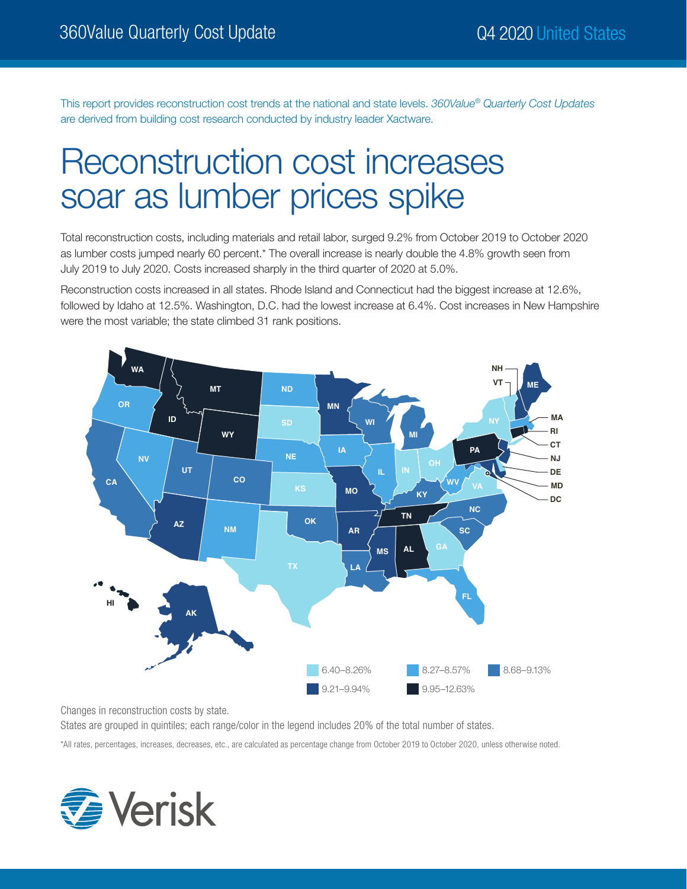This report provides reconstruction cost trends at the national and state levels. *360Value® Quarterly Cost Updates* are derived from building cost research conducted by industry leader Xactware.

# Reconstruction cost increases soar as lumber prices spike

Total reconstruction costs, including materials and retail labor, surged 9.2% from October 2019 to October 2020 as lumber costs jumped nearly 60 percent.* The overall increase is nearly double the 4.8% growth seen from July 2019 to July 2020. Costs increased sharply in the third quarter of 2020 at 5.0%.

Reconstruction costs increased in all states. Rhode Island and Connecticut had the biggest increase at 12.6%, followed by Idaho at 12.5%. Washington, D.C. had the lowest increase at 6.4%. Cost increases in New Hampshire were the most variable; the state climbed 31 rank positions.

Changes in reconstruction costs by state.

States are grouped in quintiles; each range/color in the legend includes 20% of the total number of states.

*All rates, percentages, increases, decreases, etc., are calculated as percentage change from October 2019 to October 2020, unless otherwise noted.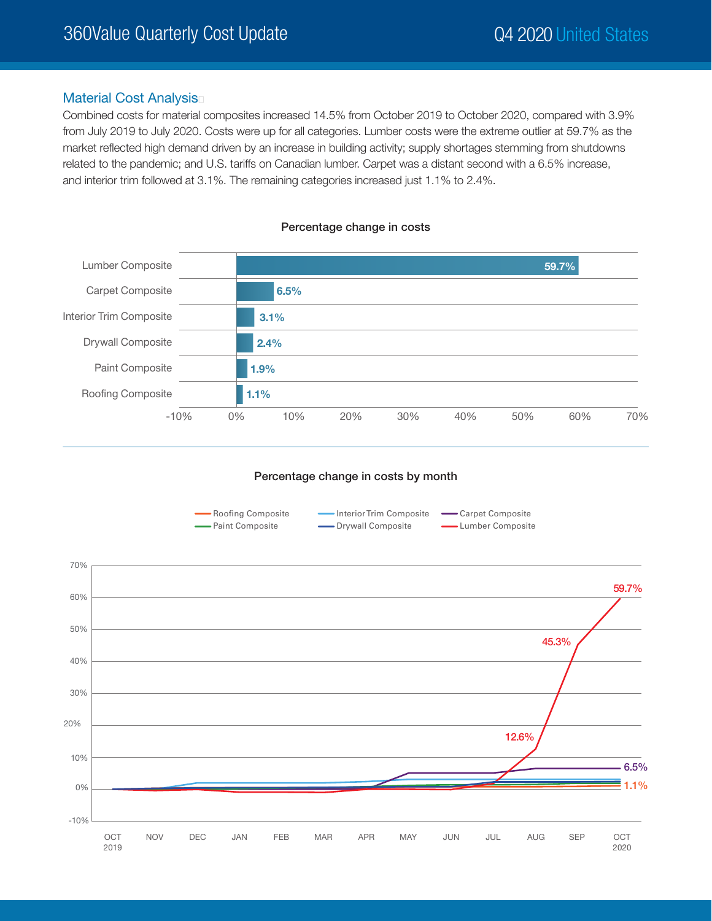## Material Cost Analysis

Combined costs for material composites increased 14.5% from October 2019 to October 2020, compared with 3.9% from July 2019 to July 2020. Costs were up for all categories. Lumber costs were the extreme outlier at 59.7% as the market reflected high demand driven by an increase in building activity; supply shortages stemming from shutdowns related to the pandemic; and U.S. tariffs on Canadian lumber. Carpet was a distant second with a 6.5% increase, and interior trim followed at 3.1%. The remaining categories increased just 1.1% to 2.4%.

### Percentage change in costs

| Category | Percentage change |
|---|---|
| Lumber Composite | 59.7% |
| Carpet Composite | 6.5% |
| Interior Trim Composite | 3.1% |
| Drywall Composite | 2.4% |
| Paint Composite | 1.9% |
| Roofing Composite | 1.1% |

### Percentage change in costs by month

Legend: Roofing Composite, Interior Trim Composite, Carpet Composite, Paint Composite, Drywall Composite, Lumber Composite

Labeled values: Lumber Composite 12.6% (AUG), 45.3% (SEP), 59.7% (OCT 2020); Carpet Composite 6.5% (OCT 2020); Roofing Composite 1.1% (OCT 2020)

Months: OCT 2019, NOV, DEC, JAN, FEB, MAR, APR, MAY, JUN, JUL, AUG, SEP, OCT 2020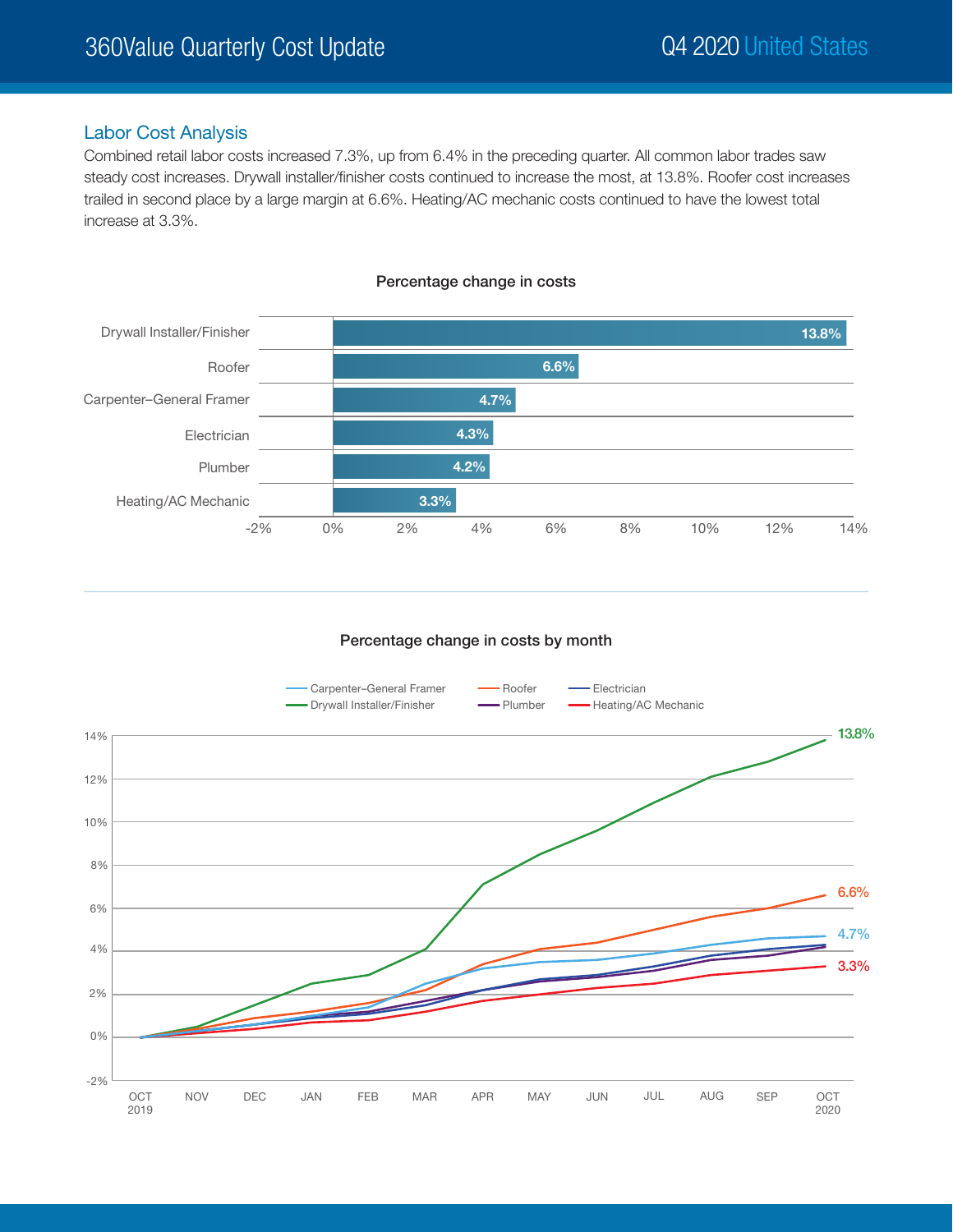## Labor Cost Analysis

Combined retail labor costs increased 7.3%, up from 6.4% in the preceding quarter. All common labor trades saw steady cost increases. Drywall installer/finisher costs continued to increase the most, at 13.8%. Roofer cost increases trailed in second place by a large margin at 6.6%. Heating/AC mechanic costs continued to have the lowest total increase at 3.3%.

**Percentage change in costs**

| Trade | Percentage change |
|---|---|
| Drywall Installer/Finisher | 13.8% |
| Roofer | 6.6% |
| Carpenter–General Framer | 4.7% |
| Electrician | 4.3% |
| Plumber | 4.2% |
| Heating/AC Mechanic | 3.3% |

**Percentage change in costs by month**

Legend: Carpenter–General Framer, Roofer, Electrician, Drywall Installer/Finisher, Plumber, Heating/AC Mechanic

X-axis: OCT 2019, NOV, DEC, JAN, FEB, MAR, APR, MAY, JUN, JUL, AUG, SEP, OCT 2020

End values (OCT 2020): Drywall Installer/Finisher 13.8%, Roofer 6.6%, Carpenter–General Framer 4.7%, Heating/AC Mechanic 3.3%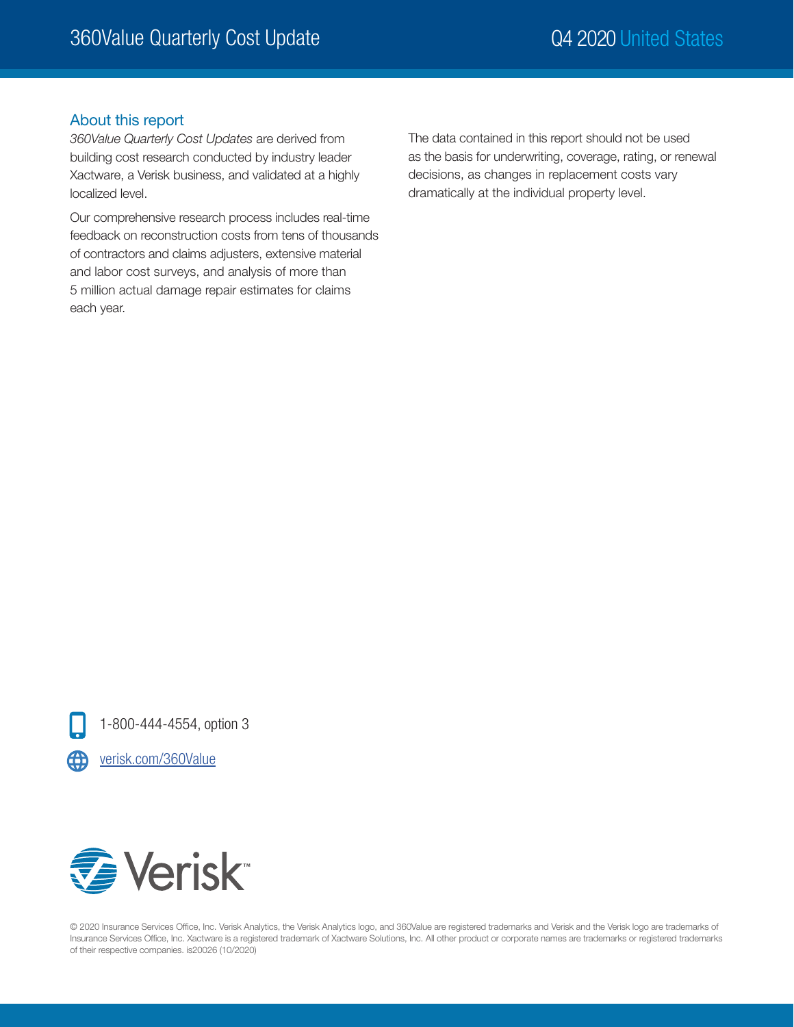## About this report

*360Value Quarterly Cost Updates* are derived from building cost research conducted by industry leader Xactware, a Verisk business, and validated at a highly localized level.

Our comprehensive research process includes real-time feedback on reconstruction costs from tens of thousands of contractors and claims adjusters, extensive material and labor cost surveys, and analysis of more than 5 million actual damage repair estimates for claims each year.

The data contained in this report should not be used as the basis for underwriting, coverage, rating, or renewal decisions, as changes in replacement costs vary dramatically at the individual property level.

1-800-444-4554, option 3

verisk.com/360Value

© 2020 Insurance Services Office, Inc. Verisk Analytics, the Verisk Analytics logo, and 360Value are registered trademarks and Verisk and the Verisk logo are trademarks of Insurance Services Office, Inc. Xactware is a registered trademark of Xactware Solutions, Inc. All other product or corporate names are trademarks or registered trademarks of their respective companies. is20026 (10/2020)